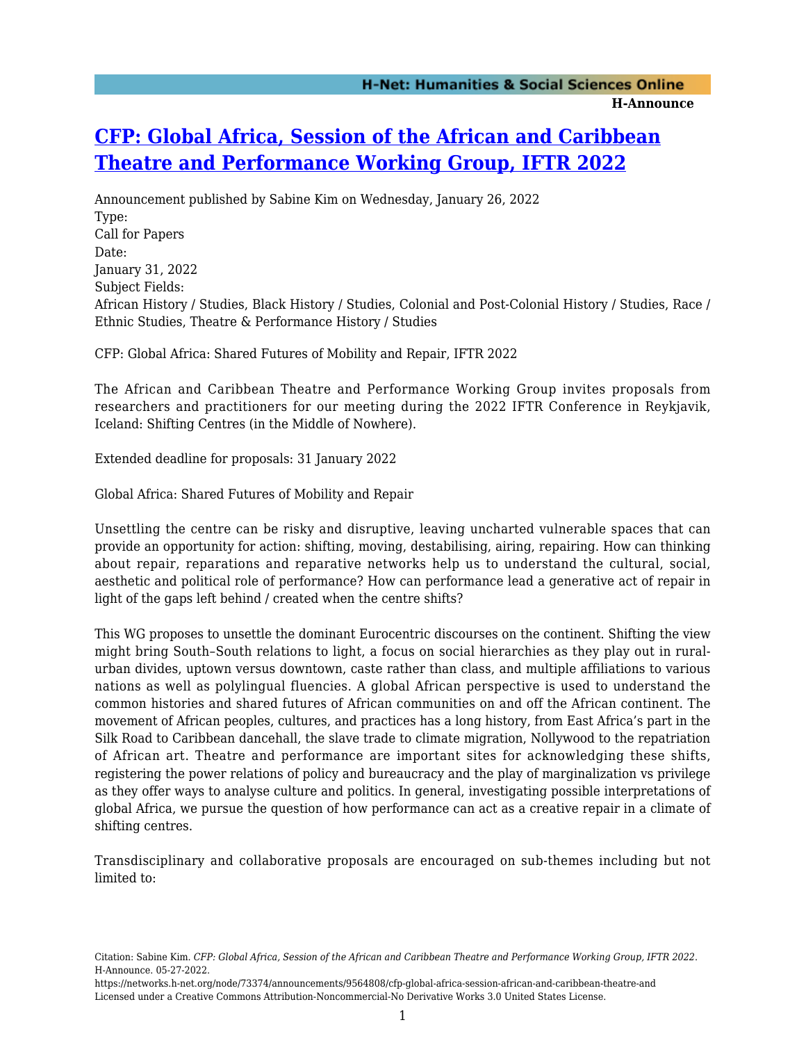# [CFP: Global Africa, Session of the African and Caribbean Theatre and Performance Working Group, IFTR 2022](https://networks.h-net.org/node/73374/announcements/9564808/cfp-global-africa-session-african-and-caribbean-theatre-and)

Announcement published by Sabine Kim on Wednesday, January 26, 2022

Type:
Call for Papers

Date:
January 31, 2022

Subject Fields:
African History / Studies, Black History / Studies, Colonial and Post-Colonial History / Studies, Race / Ethnic Studies, Theatre & Performance History / Studies

CFP: Global Africa: Shared Futures of Mobility and Repair, IFTR 2022

The African and Caribbean Theatre and Performance Working Group invites proposals from researchers and practitioners for our meeting during the 2022 IFTR Conference in Reykjavik, Iceland: Shifting Centres (in the Middle of Nowhere).

Extended deadline for proposals: 31 January 2022

Global Africa: Shared Futures of Mobility and Repair

Unsettling the centre can be risky and disruptive, leaving uncharted vulnerable spaces that can provide an opportunity for action: shifting, moving, destabilising, airing, repairing. How can thinking about repair, reparations and reparative networks help us to understand the cultural, social, aesthetic and political role of performance? How can performance lead a generative act of repair in light of the gaps left behind / created when the centre shifts?

This WG proposes to unsettle the dominant Eurocentric discourses on the continent. Shifting the view might bring South–South relations to light, a focus on social hierarchies as they play out in rural-urban divides, uptown versus downtown, caste rather than class, and multiple affiliations to various nations as well as polylingual fluencies. A global African perspective is used to understand the common histories and shared futures of African communities on and off the African continent. The movement of African peoples, cultures, and practices has a long history, from East Africa's part in the Silk Road to Caribbean dancehall, the slave trade to climate migration, Nollywood to the repatriation of African art. Theatre and performance are important sites for acknowledging these shifts, registering the power relations of policy and bureaucracy and the play of marginalization vs privilege as they offer ways to analyse culture and politics. In general, investigating possible interpretations of global Africa, we pursue the question of how performance can act as a creative repair in a climate of shifting centres.

Transdisciplinary and collaborative proposals are encouraged on sub-themes including but not limited to: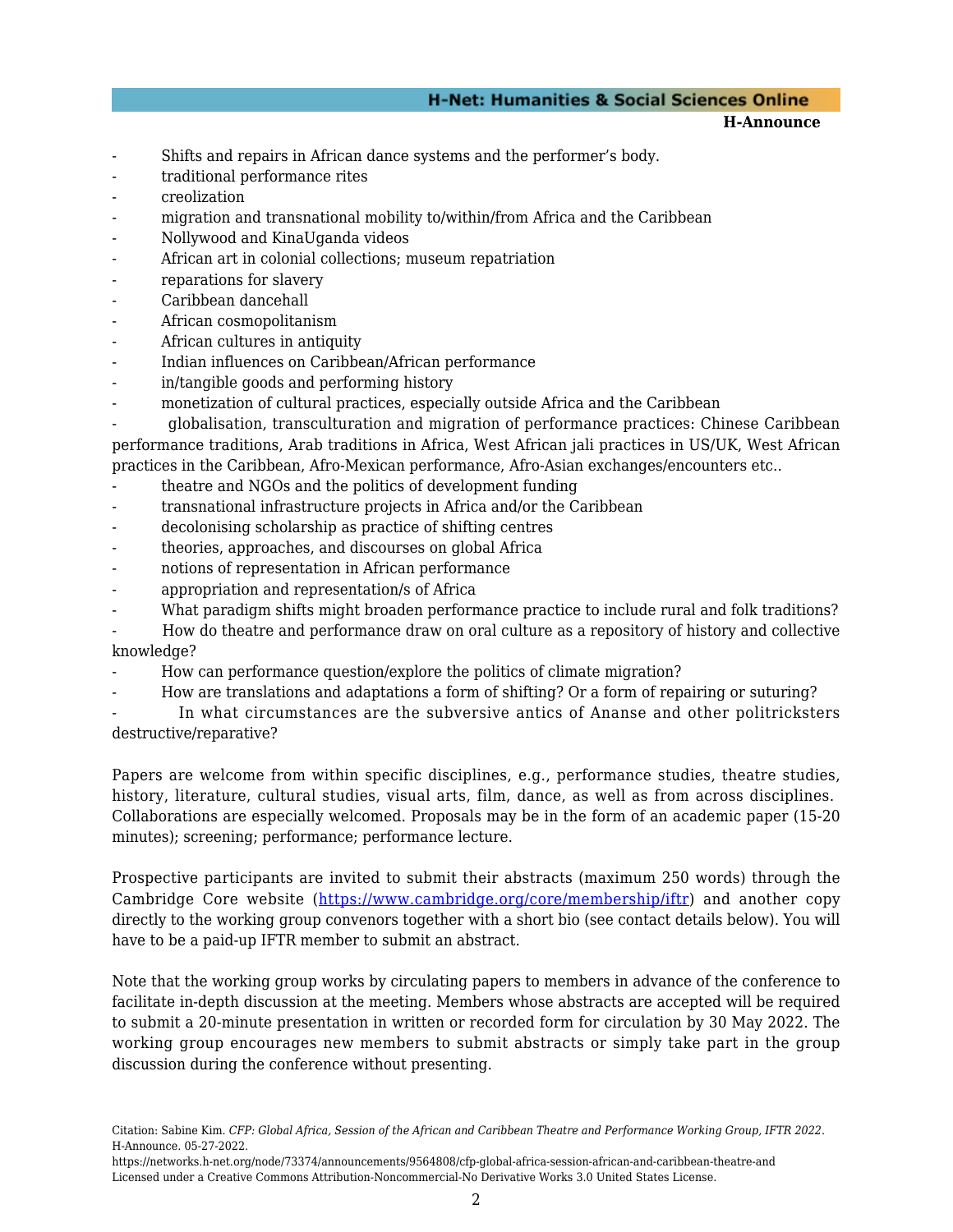- Shifts and repairs in African dance systems and the performer's body.
- traditional performance rites
- creolization
- migration and transnational mobility to/within/from Africa and the Caribbean
- Nollywood and KinaUganda videos
- African art in colonial collections; museum repatriation
- reparations for slavery
- Caribbean dancehall
- African cosmopolitanism
- African cultures in antiquity
- Indian influences on Caribbean/African performance
- in/tangible goods and performing history
- monetization of cultural practices, especially outside Africa and the Caribbean
- globalisation, transculturation and migration of performance practices: Chinese Caribbean performance traditions, Arab traditions in Africa, West African jali practices in US/UK, West African practices in the Caribbean, Afro-Mexican performance, Afro-Asian exchanges/encounters etc..
- theatre and NGOs and the politics of development funding
- transnational infrastructure projects in Africa and/or the Caribbean
- decolonising scholarship as practice of shifting centres
- theories, approaches, and discourses on global Africa
- notions of representation in African performance
- appropriation and representation/s of Africa
- What paradigm shifts might broaden performance practice to include rural and folk traditions?
- How do theatre and performance draw on oral culture as a repository of history and collective knowledge?
- How can performance question/explore the politics of climate migration?
- How are translations and adaptations a form of shifting? Or a form of repairing or suturing?
- In what circumstances are the subversive antics of Ananse and other politricksters destructive/reparative?

Papers are welcome from within specific disciplines, e.g., performance studies, theatre studies, history, literature, cultural studies, visual arts, film, dance, as well as from across disciplines. Collaborations are especially welcomed. Proposals may be in the form of an academic paper (15-20 minutes); screening; performance; performance lecture.

Prospective participants are invited to submit their abstracts (maximum 250 words) through the Cambridge Core website (https://www.cambridge.org/core/membership/iftr) and another copy directly to the working group convenors together with a short bio (see contact details below). You will have to be a paid-up IFTR member to submit an abstract.

Note that the working group works by circulating papers to members in advance of the conference to facilitate in-depth discussion at the meeting. Members whose abstracts are accepted will be required to submit a 20-minute presentation in written or recorded form for circulation by 30 May 2022. The working group encourages new members to submit abstracts or simply take part in the group discussion during the conference without presenting.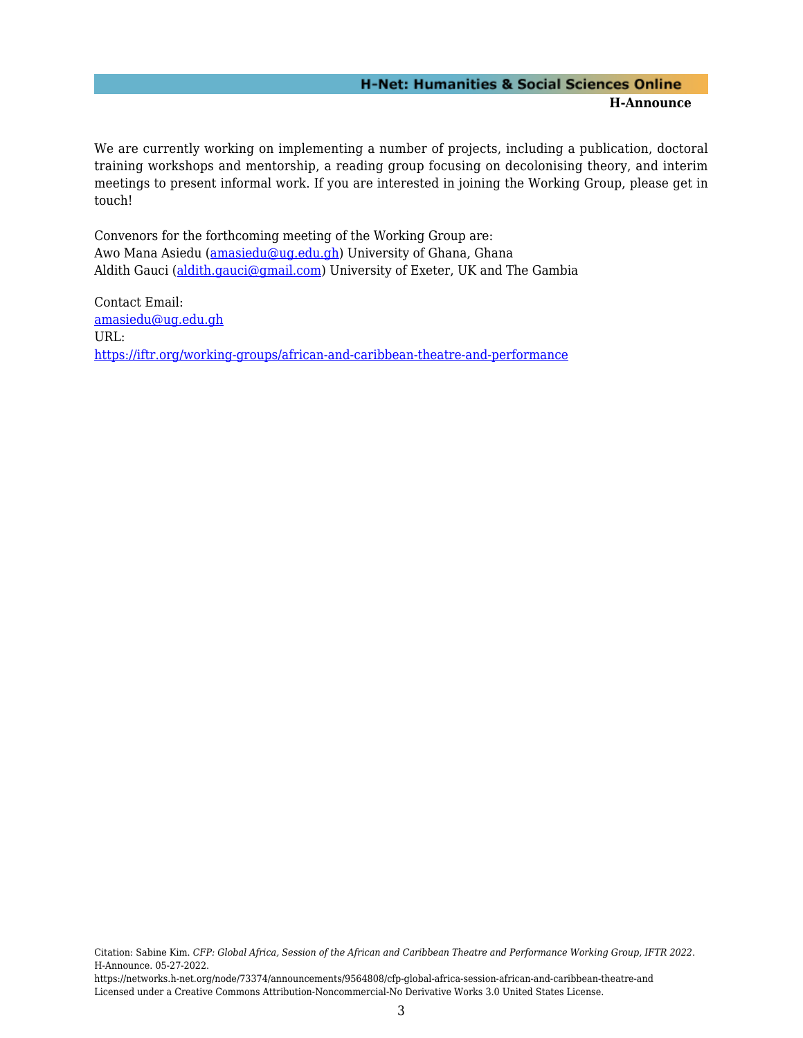We are currently working on implementing a number of projects, including a publication, doctoral training workshops and mentorship, a reading group focusing on decolonising theory, and interim meetings to present informal work. If you are interested in joining the Working Group, please get in touch!

Convenors for the forthcoming meeting of the Working Group are:
Awo Mana Asiedu (amasiedu@ug.edu.gh) University of Ghana, Ghana
Aldith Gauci (aldith.gauci@gmail.com) University of Exeter, UK and The Gambia

Contact Email:
amasiedu@ug.edu.gh
URL:
https://iftr.org/working-groups/african-and-caribbean-theatre-and-performance